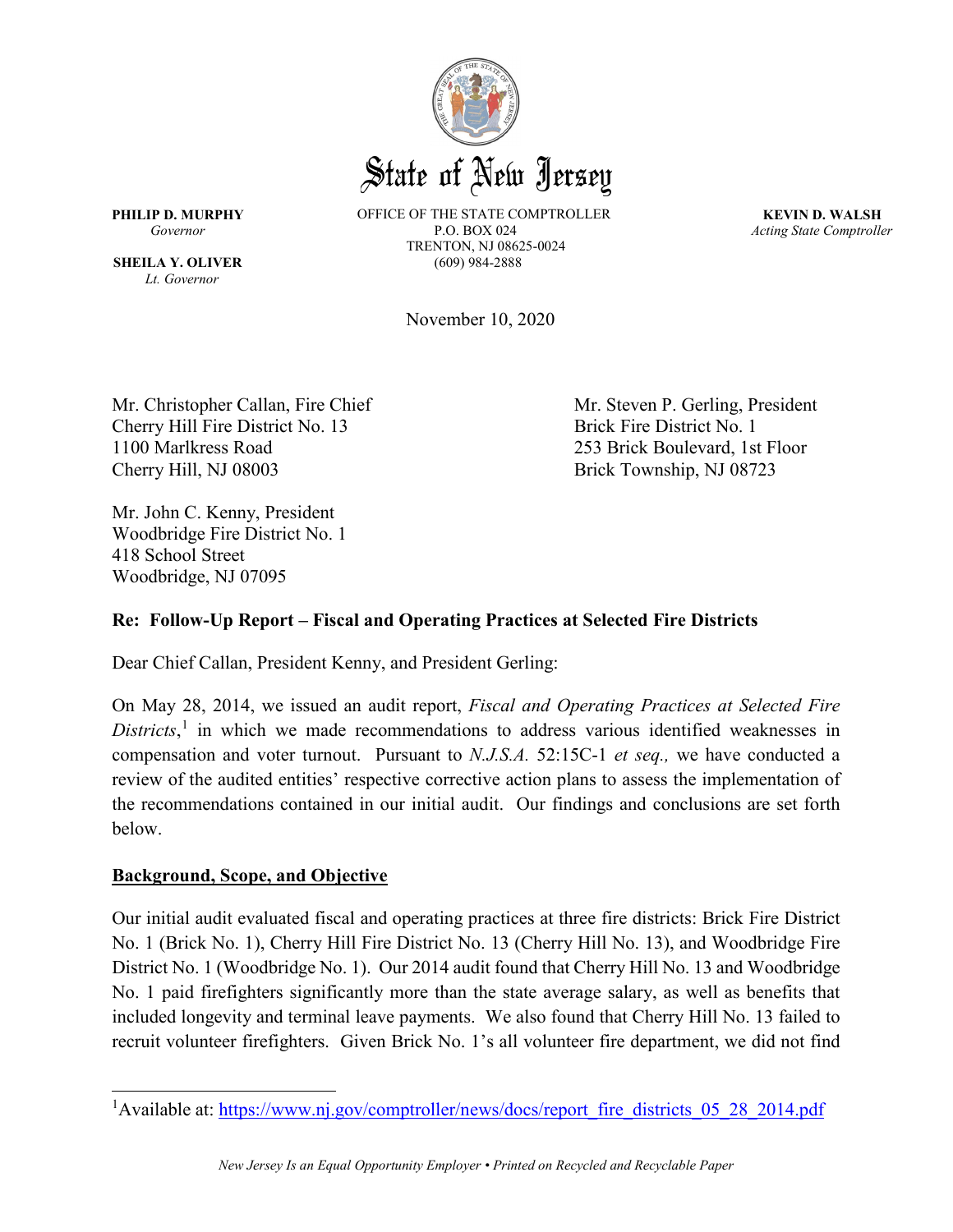State of New Jersey

**PHILIP D. MURPHY**
*Governor*

**SHEILA Y. OLIVER**
*Lt. Governor*

OFFICE OF THE STATE COMPTROLLER
P.O. BOX 024
TRENTON, NJ 08625-0024
(609) 984-2888

**KEVIN D. WALSH**
*Acting State Comptroller*

November 10, 2020

Mr. Christopher Callan, Fire Chief
Cherry Hill Fire District No. 13
1100 Marlkress Road
Cherry Hill, NJ 08003

Mr. Steven P. Gerling, President
Brick Fire District No. 1
253 Brick Boulevard, 1st Floor
Brick Township, NJ 08723

Mr. John C. Kenny, President
Woodbridge Fire District No. 1
418 School Street
Woodbridge, NJ 07095

**Re: Follow-Up Report – Fiscal and Operating Practices at Selected Fire Districts**

Dear Chief Callan, President Kenny, and President Gerling:

On May 28, 2014, we issued an audit report, *Fiscal and Operating Practices at Selected Fire Districts*,[1] in which we made recommendations to address various identified weaknesses in compensation and voter turnout. Pursuant to *N.J.S.A.* 52:15C-1 *et seq.,* we have conducted a review of the audited entities' respective corrective action plans to assess the implementation of the recommendations contained in our initial audit. Our findings and conclusions are set forth below.

**Background, Scope, and Objective**

Our initial audit evaluated fiscal and operating practices at three fire districts: Brick Fire District No. 1 (Brick No. 1), Cherry Hill Fire District No. 13 (Cherry Hill No. 13), and Woodbridge Fire District No. 1 (Woodbridge No. 1). Our 2014 audit found that Cherry Hill No. 13 and Woodbridge No. 1 paid firefighters significantly more than the state average salary, as well as benefits that included longevity and terminal leave payments. We also found that Cherry Hill No. 13 failed to recruit volunteer firefighters. Given Brick No. 1's all volunteer fire department, we did not find

[1]Available at: https://www.nj.gov/comptroller/news/docs/report_fire_districts_05_28_2014.pdf

*New Jersey Is an Equal Opportunity Employer • Printed on Recycled and Recyclable Paper*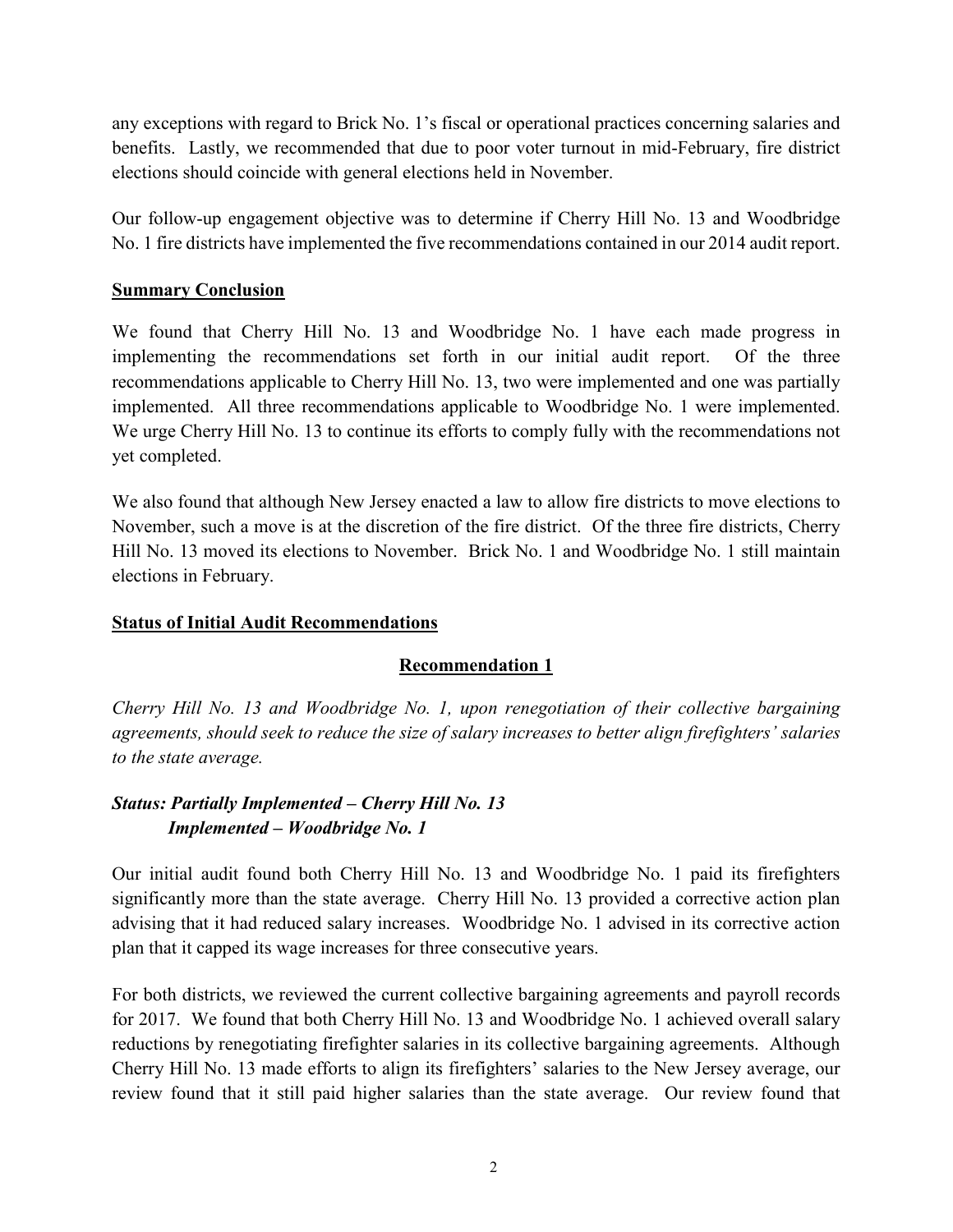any exceptions with regard to Brick No. 1's fiscal or operational practices concerning salaries and benefits. Lastly, we recommended that due to poor voter turnout in mid-February, fire district elections should coincide with general elections held in November.

Our follow-up engagement objective was to determine if Cherry Hill No. 13 and Woodbridge No. 1 fire districts have implemented the five recommendations contained in our 2014 audit report.

## Summary Conclusion

We found that Cherry Hill No. 13 and Woodbridge No. 1 have each made progress in implementing the recommendations set forth in our initial audit report. Of the three recommendations applicable to Cherry Hill No. 13, two were implemented and one was partially implemented. All three recommendations applicable to Woodbridge No. 1 were implemented. We urge Cherry Hill No. 13 to continue its efforts to comply fully with the recommendations not yet completed.

We also found that although New Jersey enacted a law to allow fire districts to move elections to November, such a move is at the discretion of the fire district. Of the three fire districts, Cherry Hill No. 13 moved its elections to November. Brick No. 1 and Woodbridge No. 1 still maintain elections in February.

## Status of Initial Audit Recommendations

### Recommendation 1

*Cherry Hill No. 13 and Woodbridge No. 1, upon renegotiation of their collective bargaining agreements, should seek to reduce the size of salary increases to better align firefighters' salaries to the state average.*

***Status: Partially Implemented – Cherry Hill No. 13***
***Implemented – Woodbridge No. 1***

Our initial audit found both Cherry Hill No. 13 and Woodbridge No. 1 paid its firefighters significantly more than the state average. Cherry Hill No. 13 provided a corrective action plan advising that it had reduced salary increases. Woodbridge No. 1 advised in its corrective action plan that it capped its wage increases for three consecutive years.

For both districts, we reviewed the current collective bargaining agreements and payroll records for 2017. We found that both Cherry Hill No. 13 and Woodbridge No. 1 achieved overall salary reductions by renegotiating firefighter salaries in its collective bargaining agreements. Although Cherry Hill No. 13 made efforts to align its firefighters' salaries to the New Jersey average, our review found that it still paid higher salaries than the state average. Our review found that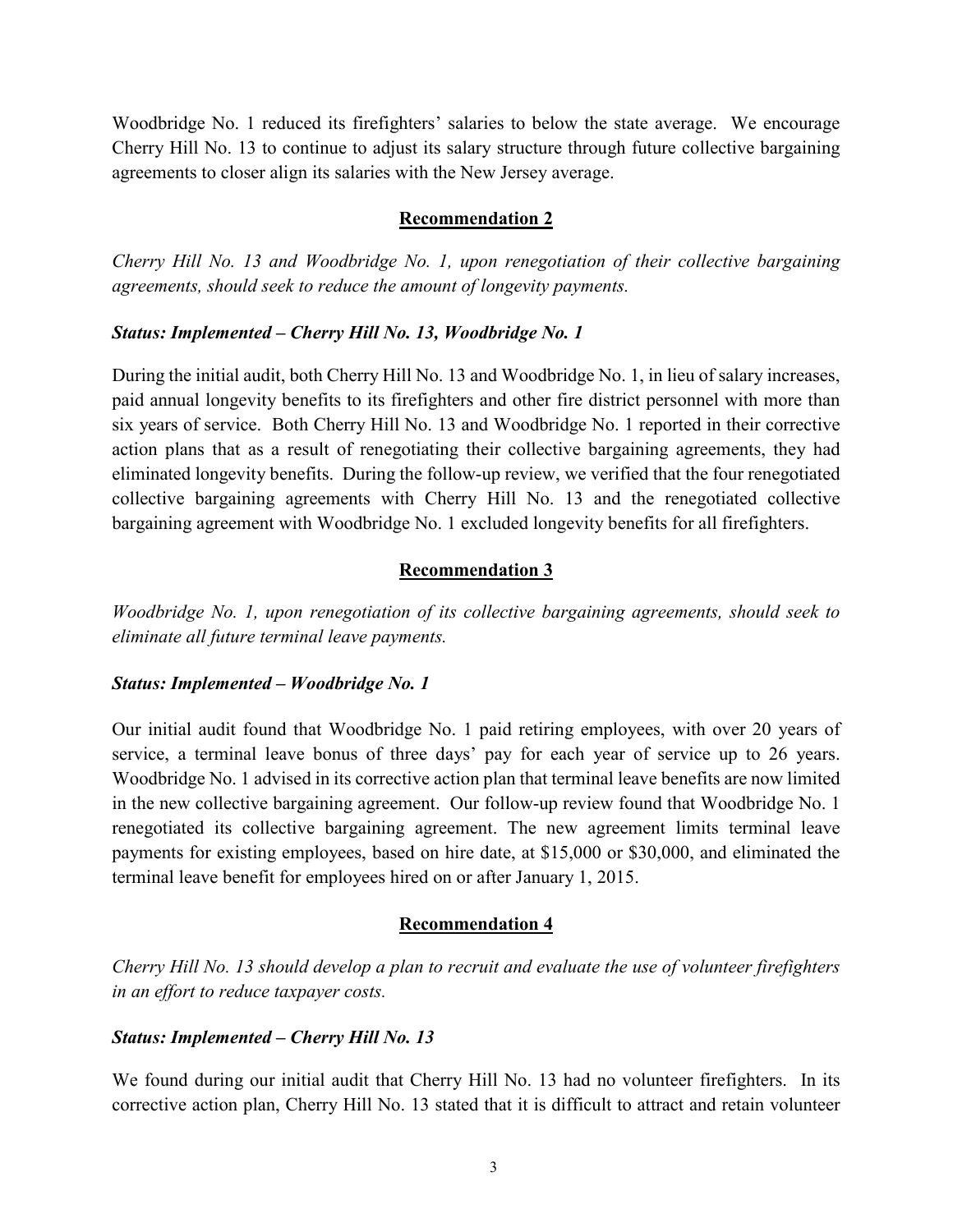Woodbridge No. 1 reduced its firefighters' salaries to below the state average. We encourage Cherry Hill No. 13 to continue to adjust its salary structure through future collective bargaining agreements to closer align its salaries with the New Jersey average.

## Recommendation 2

*Cherry Hill No. 13 and Woodbridge No. 1, upon renegotiation of their collective bargaining agreements, should seek to reduce the amount of longevity payments.*

***Status: Implemented – Cherry Hill No. 13, Woodbridge No. 1***

During the initial audit, both Cherry Hill No. 13 and Woodbridge No. 1, in lieu of salary increases, paid annual longevity benefits to its firefighters and other fire district personnel with more than six years of service. Both Cherry Hill No. 13 and Woodbridge No. 1 reported in their corrective action plans that as a result of renegotiating their collective bargaining agreements, they had eliminated longevity benefits. During the follow-up review, we verified that the four renegotiated collective bargaining agreements with Cherry Hill No. 13 and the renegotiated collective bargaining agreement with Woodbridge No. 1 excluded longevity benefits for all firefighters.

## Recommendation 3

*Woodbridge No. 1, upon renegotiation of its collective bargaining agreements, should seek to eliminate all future terminal leave payments.*

***Status: Implemented – Woodbridge No. 1***

Our initial audit found that Woodbridge No. 1 paid retiring employees, with over 20 years of service, a terminal leave bonus of three days' pay for each year of service up to 26 years. Woodbridge No. 1 advised in its corrective action plan that terminal leave benefits are now limited in the new collective bargaining agreement. Our follow-up review found that Woodbridge No. 1 renegotiated its collective bargaining agreement. The new agreement limits terminal leave payments for existing employees, based on hire date, at $15,000 or $30,000, and eliminated the terminal leave benefit for employees hired on or after January 1, 2015.

## Recommendation 4

*Cherry Hill No. 13 should develop a plan to recruit and evaluate the use of volunteer firefighters in an effort to reduce taxpayer costs.*

***Status: Implemented – Cherry Hill No. 13***

We found during our initial audit that Cherry Hill No. 13 had no volunteer firefighters. In its corrective action plan, Cherry Hill No. 13 stated that it is difficult to attract and retain volunteer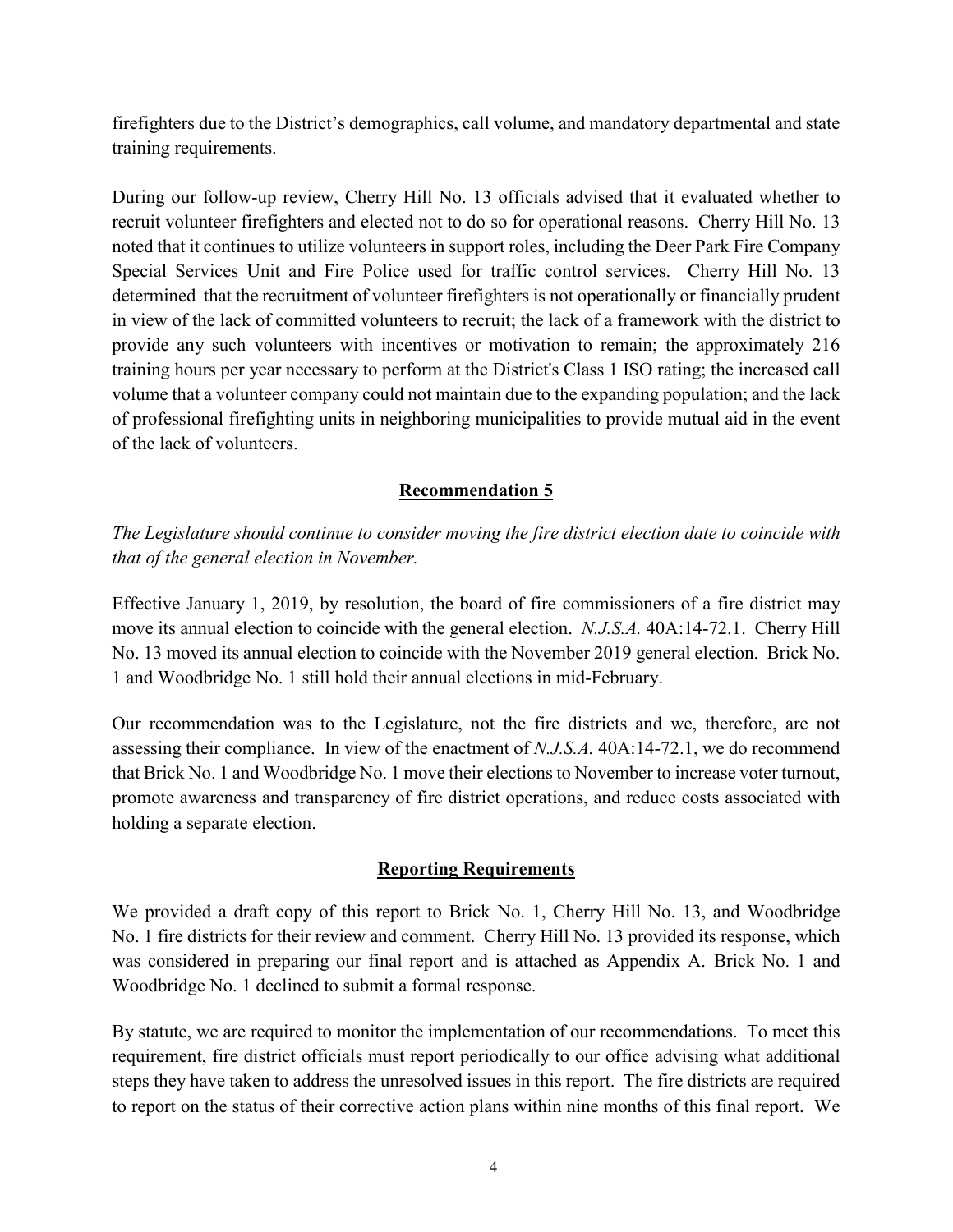firefighters due to the District's demographics, call volume, and mandatory departmental and state training requirements.

During our follow-up review, Cherry Hill No. 13 officials advised that it evaluated whether to recruit volunteer firefighters and elected not to do so for operational reasons. Cherry Hill No. 13 noted that it continues to utilize volunteers in support roles, including the Deer Park Fire Company Special Services Unit and Fire Police used for traffic control services. Cherry Hill No. 13 determined that the recruitment of volunteer firefighters is not operationally or financially prudent in view of the lack of committed volunteers to recruit; the lack of a framework with the district to provide any such volunteers with incentives or motivation to remain; the approximately 216 training hours per year necessary to perform at the District's Class 1 ISO rating; the increased call volume that a volunteer company could not maintain due to the expanding population; and the lack of professional firefighting units in neighboring municipalities to provide mutual aid in the event of the lack of volunteers.

## Recommendation 5

*The Legislature should continue to consider moving the fire district election date to coincide with that of the general election in November.*

Effective January 1, 2019, by resolution, the board of fire commissioners of a fire district may move its annual election to coincide with the general election. *N.J.S.A.* 40A:14-72.1. Cherry Hill No. 13 moved its annual election to coincide with the November 2019 general election. Brick No. 1 and Woodbridge No. 1 still hold their annual elections in mid-February.

Our recommendation was to the Legislature, not the fire districts and we, therefore, are not assessing their compliance. In view of the enactment of *N.J.S.A.* 40A:14-72.1, we do recommend that Brick No. 1 and Woodbridge No. 1 move their elections to November to increase voter turnout, promote awareness and transparency of fire district operations, and reduce costs associated with holding a separate election.

## Reporting Requirements

We provided a draft copy of this report to Brick No. 1, Cherry Hill No. 13, and Woodbridge No. 1 fire districts for their review and comment. Cherry Hill No. 13 provided its response, which was considered in preparing our final report and is attached as Appendix A. Brick No. 1 and Woodbridge No. 1 declined to submit a formal response.

By statute, we are required to monitor the implementation of our recommendations. To meet this requirement, fire district officials must report periodically to our office advising what additional steps they have taken to address the unresolved issues in this report. The fire districts are required to report on the status of their corrective action plans within nine months of this final report. We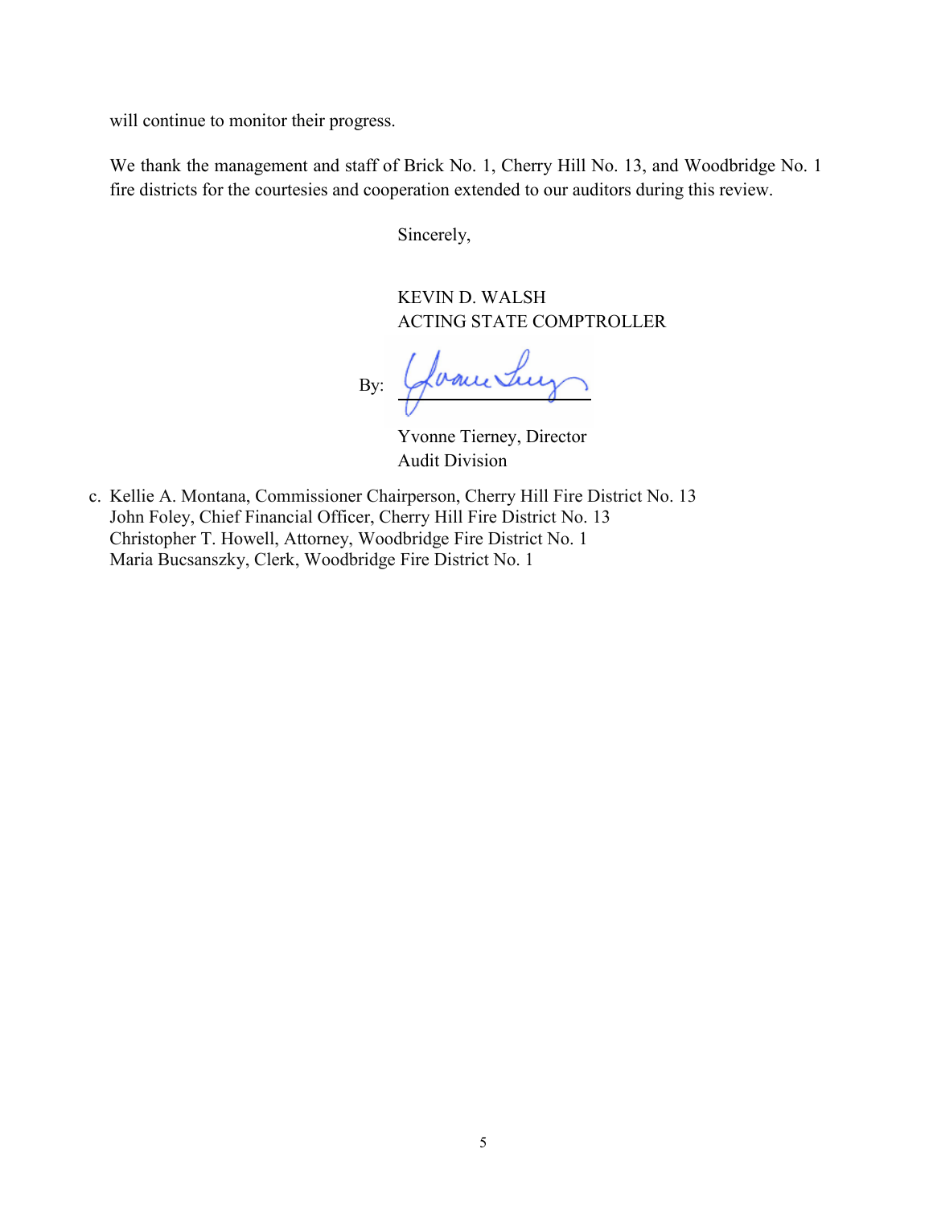will continue to monitor their progress.

We thank the management and staff of Brick No. 1, Cherry Hill No. 13, and Woodbridge No. 1 fire districts for the courtesies and cooperation extended to our auditors during this review.

Sincerely,

KEVIN D. WALSH
ACTING STATE COMPTROLLER

By: ______________________

Yvonne Tierney, Director
Audit Division

c. Kellie A. Montana, Commissioner Chairperson, Cherry Hill Fire District No. 13
John Foley, Chief Financial Officer, Cherry Hill Fire District No. 13
Christopher T. Howell, Attorney, Woodbridge Fire District No. 1
Maria Bucsanszky, Clerk, Woodbridge Fire District No. 1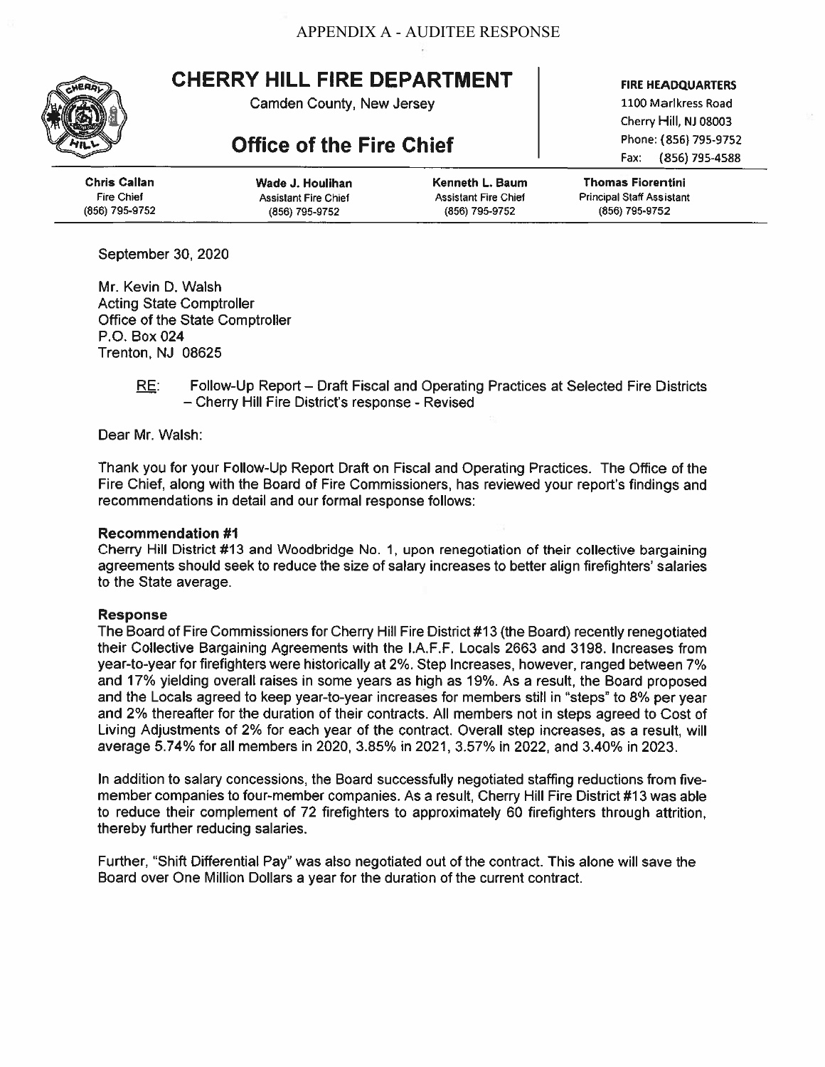APPENDIX A - AUDITEE RESPONSE

# CHERRY HILL FIRE DEPARTMENT

Camden County, New Jersey

## Office of the Fire Chief

**FIRE HEADQUARTERS**
1100 Marlkress Road
Cherry Hill, NJ 08003
Phone: (856) 795-9752
Fax: (856) 795-4588

| **Chris Callan** | **Wade J. Houlihan** | **Kenneth L. Baum** | **Thomas Fiorentini** |
|---|---|---|---|
| Fire Chief | Assistant Fire Chief | Assistant Fire Chief | Principal Staff Assistant |
| (856) 795-9752 | (856) 795-9752 | (856) 795-9752 | (856) 795-9752 |

September 30, 2020

Mr. Kevin D. Walsh
Acting State Comptroller
Office of the State Comptroller
P.O. Box 024
Trenton, NJ 08625

RE: Follow-Up Report – Draft Fiscal and Operating Practices at Selected Fire Districts – Cherry Hill Fire District's response - Revised

Dear Mr. Walsh:

Thank you for your Follow-Up Report Draft on Fiscal and Operating Practices. The Office of the Fire Chief, along with the Board of Fire Commissioners, has reviewed your report's findings and recommendations in detail and our formal response follows:

**Recommendation #1**
Cherry Hill District #13 and Woodbridge No. 1, upon renegotiation of their collective bargaining agreements should seek to reduce the size of salary increases to better align firefighters' salaries to the State average.

**Response**
The Board of Fire Commissioners for Cherry Hill Fire District #13 (the Board) recently renegotiated their Collective Bargaining Agreements with the I.A.F.F. Locals 2663 and 3198. Increases from year-to-year for firefighters were historically at 2%. Step Increases, however, ranged between 7% and 17% yielding overall raises in some years as high as 19%. As a result, the Board proposed and the Locals agreed to keep year-to-year increases for members still in "steps" to 8% per year and 2% thereafter for the duration of their contracts. All members not in steps agreed to Cost of Living Adjustments of 2% for each year of the contract. Overall step increases, as a result, will average 5.74% for all members in 2020, 3.85% in 2021, 3.57% in 2022, and 3.40% in 2023.

In addition to salary concessions, the Board successfully negotiated staffing reductions from five-member companies to four-member companies. As a result, Cherry Hill Fire District #13 was able to reduce their complement of 72 firefighters to approximately 60 firefighters through attrition, thereby further reducing salaries.

Further, "Shift Differential Pay" was also negotiated out of the contract. This alone will save the Board over One Million Dollars a year for the duration of the current contract.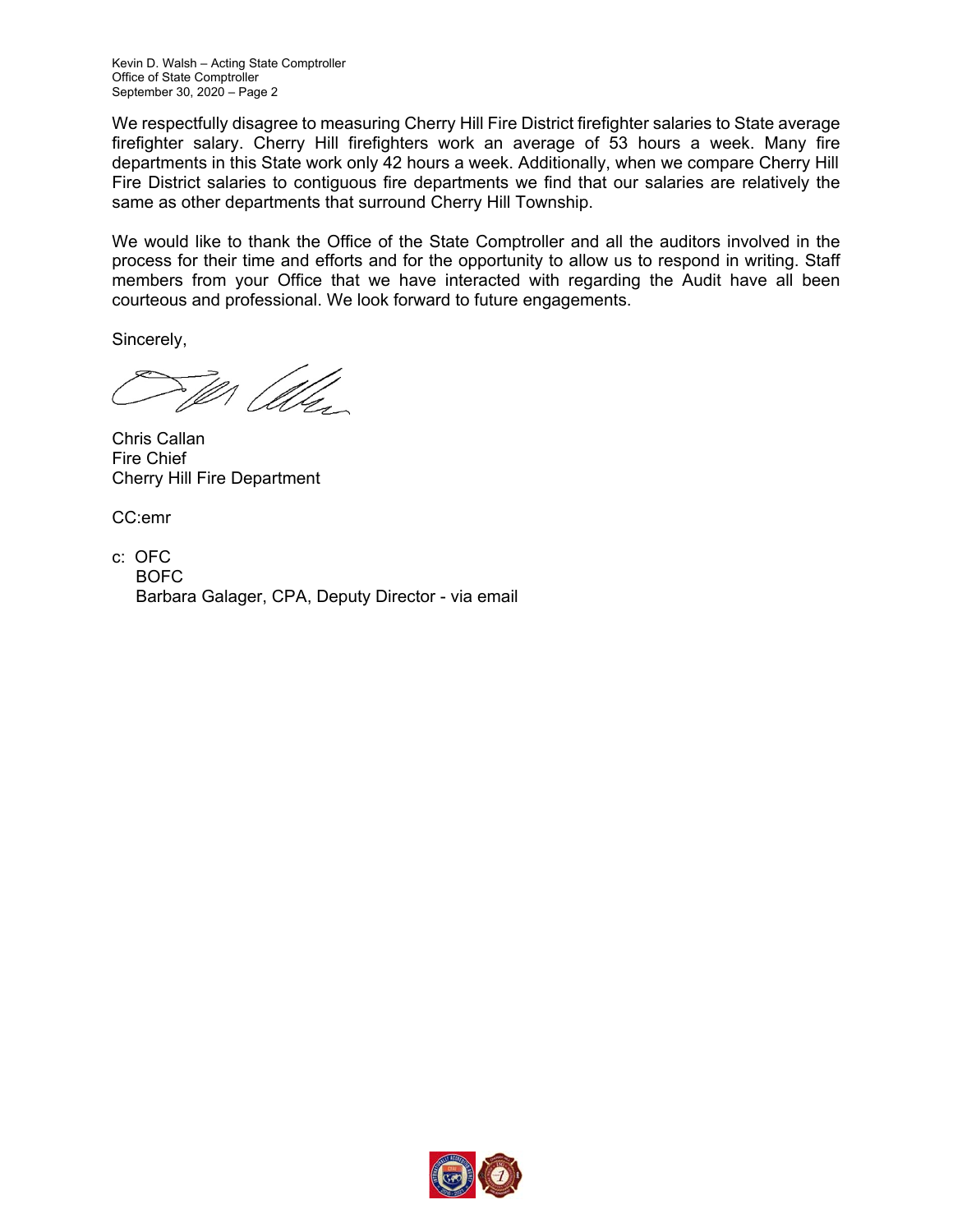We respectfully disagree to measuring Cherry Hill Fire District firefighter salaries to State average firefighter salary. Cherry Hill firefighters work an average of 53 hours a week. Many fire departments in this State work only 42 hours a week. Additionally, when we compare Cherry Hill Fire District salaries to contiguous fire departments we find that our salaries are relatively the same as other departments that surround Cherry Hill Township.

We would like to thank the Office of the State Comptroller and all the auditors involved in the process for their time and efforts and for the opportunity to allow us to respond in writing. Staff members from your Office that we have interacted with regarding the Audit have all been courteous and professional. We look forward to future engagements.

Sincerely,

Chris Callan
Fire Chief
Cherry Hill Fire Department

CC:emr

c: OFC
BOFC
Barbara Galager, CPA, Deputy Director - via email